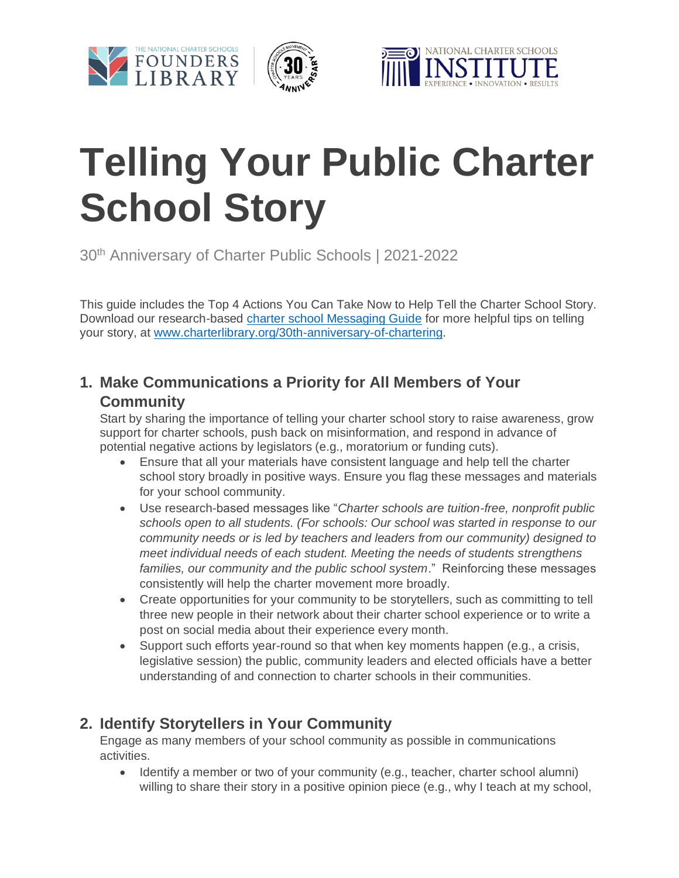# Telling Your Public Charter School Story

30th Anniversary of Charter Public Schools | 2021-2022

This guide includes the Top 4 Actions You Can Take Now to Help Tell the Charter School Story. Download our research-based [charter school Messaging Guide](www.charterlibrary.org/30th-anniversary-of-chartering) for more helpful tips on telling your story, at [www.charterlibrary.org/30th-anniversary-of-chartering](www.charterlibrary.org/30th-anniversary-of-chartering).

## 1. Make Communications a Priority for All Members of Your Community

Start by sharing the importance of telling your charter school story to raise awareness, grow support for charter schools, push back on misinformation, and respond in advance of potential negative actions by legislators (e.g., moratorium or funding cuts).

- Ensure that all your materials have consistent language and help tell the charter school story broadly in positive ways. Ensure you flag these messages and materials for your school community.
- Use research-based messages like "*Charter schools are tuition-free, nonprofit public schools open to all students. (For schools: Our school was started in response to our community needs or is led by teachers and leaders from our community) designed to meet individual needs of each student. Meeting the needs of students strengthens families, our community and the public school system*." Reinforcing these messages consistently will help the charter movement more broadly.
- Create opportunities for your community to be storytellers, such as committing to tell three new people in their network about their charter school experience or to write a post on social media about their experience every month.
- Support such efforts year-round so that when key moments happen (e.g., a crisis, legislative session) the public, community leaders and elected officials have a better understanding of and connection to charter schools in their communities.

## 2. Identify Storytellers in Your Community

Engage as many members of your school community as possible in communications activities.

- Identify a member or two of your community (e.g., teacher, charter school alumni) willing to share their story in a positive opinion piece (e.g., why I teach at my school,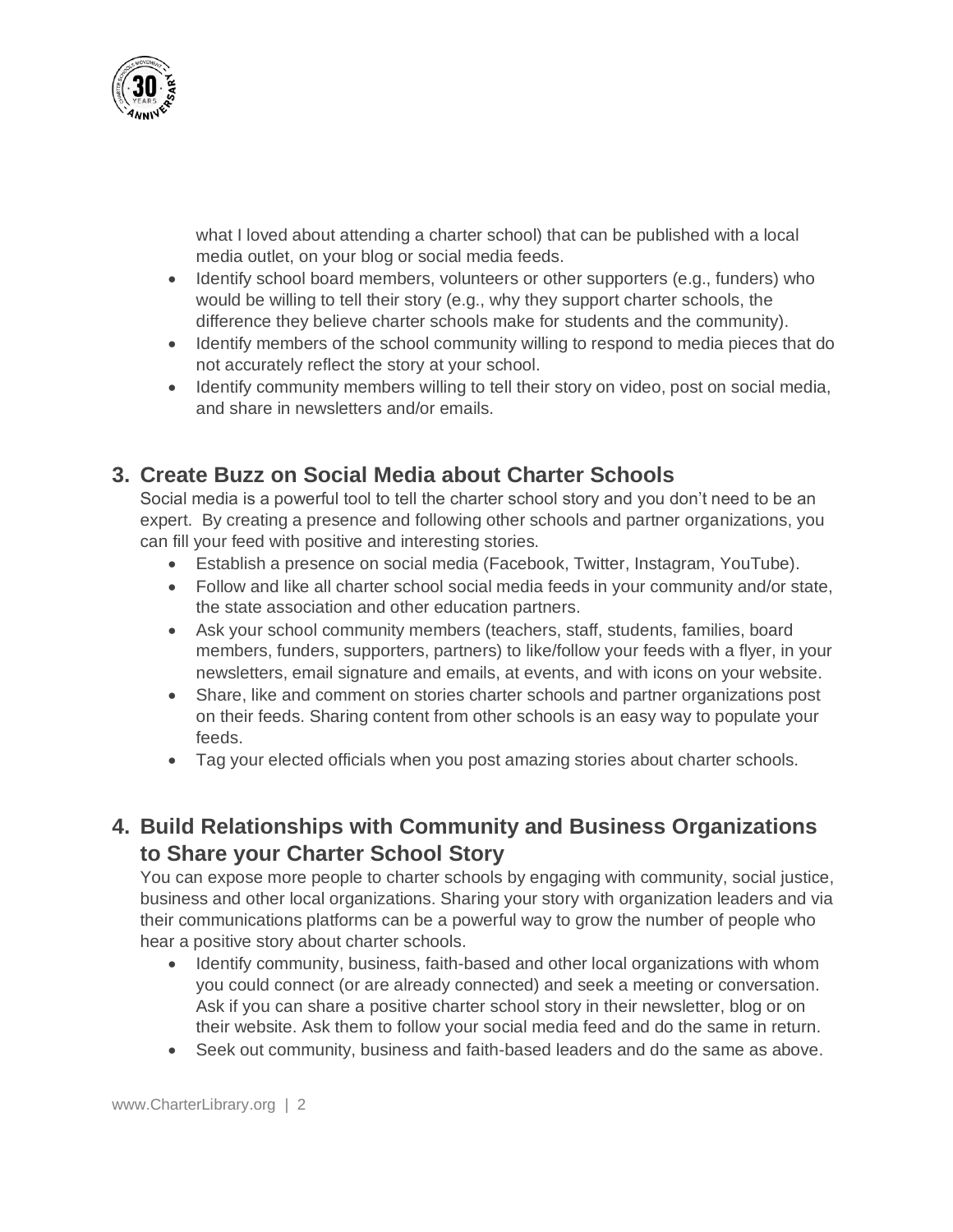what I loved about attending a charter school) that can be published with a local media outlet, on your blog or social media feeds.

- Identify school board members, volunteers or other supporters (e.g., funders) who would be willing to tell their story (e.g., why they support charter schools, the difference they believe charter schools make for students and the community).
- Identify members of the school community willing to respond to media pieces that do not accurately reflect the story at your school.
- Identify community members willing to tell their story on video, post on social media, and share in newsletters and/or emails.

## 3. Create Buzz on Social Media about Charter Schools

Social media is a powerful tool to tell the charter school story and you don't need to be an expert. By creating a presence and following other schools and partner organizations, you can fill your feed with positive and interesting stories.

- Establish a presence on social media (Facebook, Twitter, Instagram, YouTube).
- Follow and like all charter school social media feeds in your community and/or state, the state association and other education partners.
- Ask your school community members (teachers, staff, students, families, board members, funders, supporters, partners) to like/follow your feeds with a flyer, in your newsletters, email signature and emails, at events, and with icons on your website.
- Share, like and comment on stories charter schools and partner organizations post on their feeds. Sharing content from other schools is an easy way to populate your feeds.
- Tag your elected officials when you post amazing stories about charter schools.

## 4. Build Relationships with Community and Business Organizations to Share your Charter School Story

You can expose more people to charter schools by engaging with community, social justice, business and other local organizations. Sharing your story with organization leaders and via their communications platforms can be a powerful way to grow the number of people who hear a positive story about charter schools.

- Identify community, business, faith-based and other local organizations with whom you could connect (or are already connected) and seek a meeting or conversation. Ask if you can share a positive charter school story in their newsletter, blog or on their website. Ask them to follow your social media feed and do the same in return.
- Seek out community, business and faith-based leaders and do the same as above.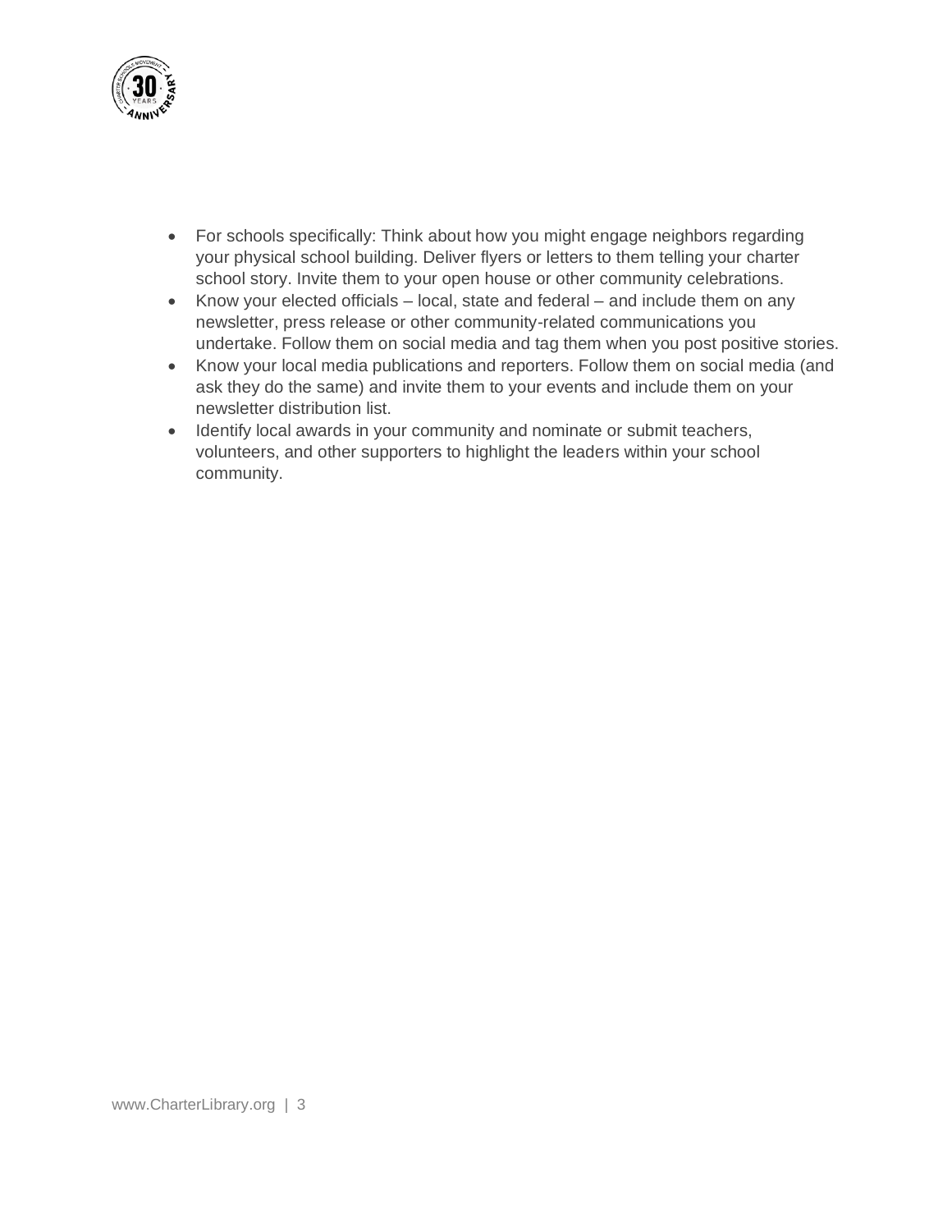- For schools specifically: Think about how you might engage neighbors regarding your physical school building. Deliver flyers or letters to them telling your charter school story. Invite them to your open house or other community celebrations.
- Know your elected officials – local, state and federal – and include them on any newsletter, press release or other community-related communications you undertake. Follow them on social media and tag them when you post positive stories.
- Know your local media publications and reporters. Follow them on social media (and ask they do the same) and invite them to your events and include them on your newsletter distribution list.
- Identify local awards in your community and nominate or submit teachers, volunteers, and other supporters to highlight the leaders within your school community.